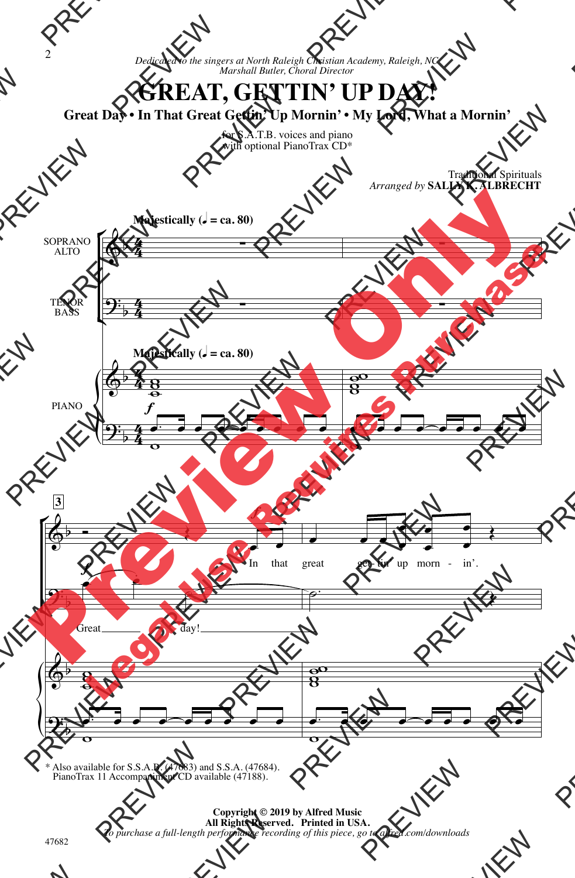*Dedicated to the singers at North Raleigh Christian Academy, Raleigh, NC*
*Marshall Butler, Choral Director*

# GREAT, GETTIN' UP DAY!

## Great Day • In That Great Gettin' Up Mornin' • My Lord, What a Mornin'

for S.A.T.B. voices and piano
with optional PianoTrax CD*

Traditional Spirituals
*Arranged by* **SALLY K. ALBRECHT**

**Majestically (♩ = ca. 80)**

SOPRANO ALTO

TENOR BASS

PIANO

In that great get-tin' up morn-in'.

Great day!

\* Also available for S.S.A.B. (47683) and S.S.A. (47684).
PianoTrax 11 Accompaniment CD available (47188).

**Copyright © 2019 by Alfred Music**
**All Rights Reserved. Printed in USA.**
*To purchase a full-length performance recording of this piece, go to alfred.com/downloads*

47682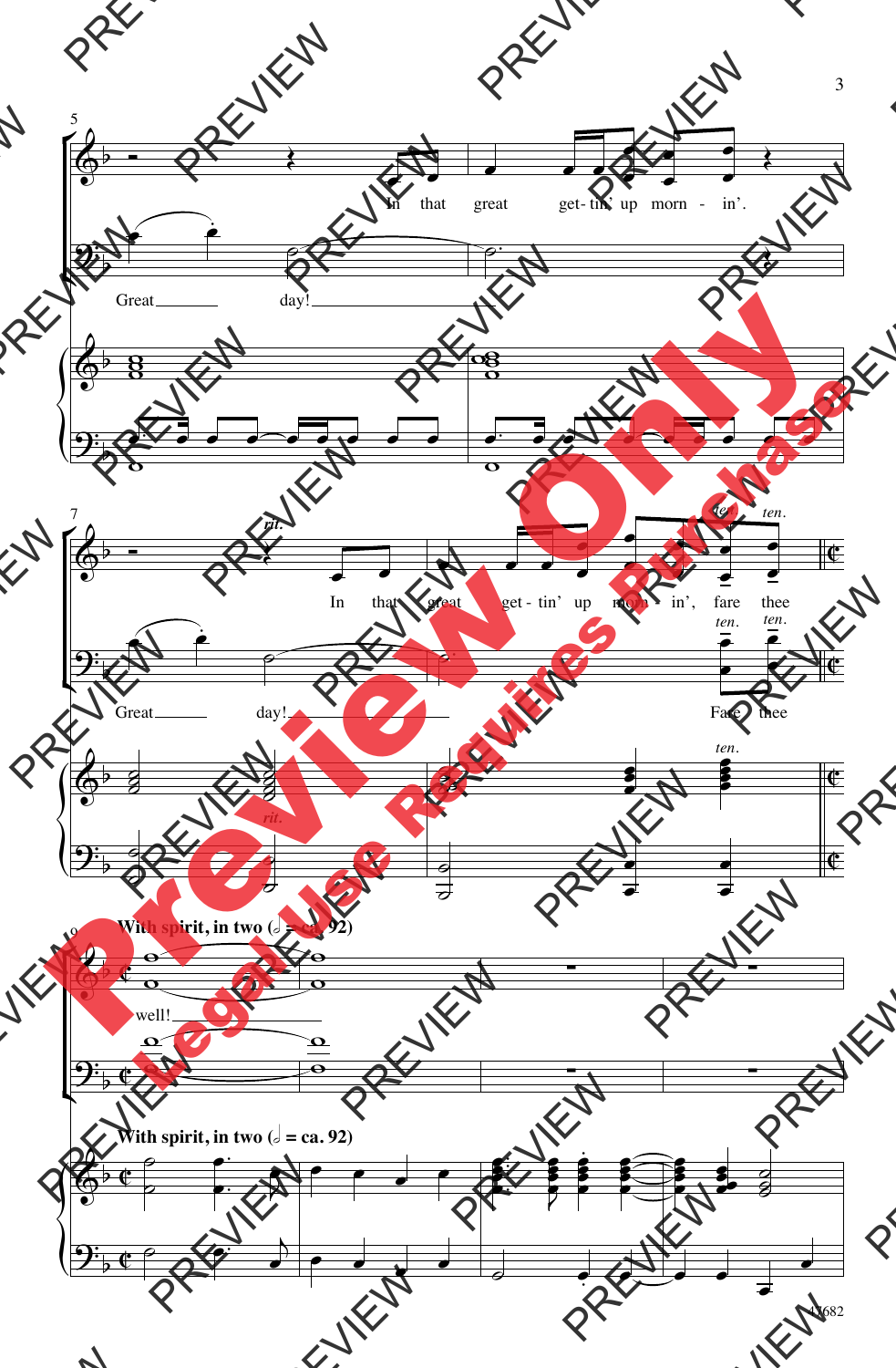In that great get-tin' up morn - in'.

Great day!

*rit.*

In that great get - tin' up morn - in', fare thee

Great day! Fare thee

**With spirit, in two (𝅗𝅥 = ca. 92)**

well!

**With spirit, in two (𝅗𝅥 = ca. 92)**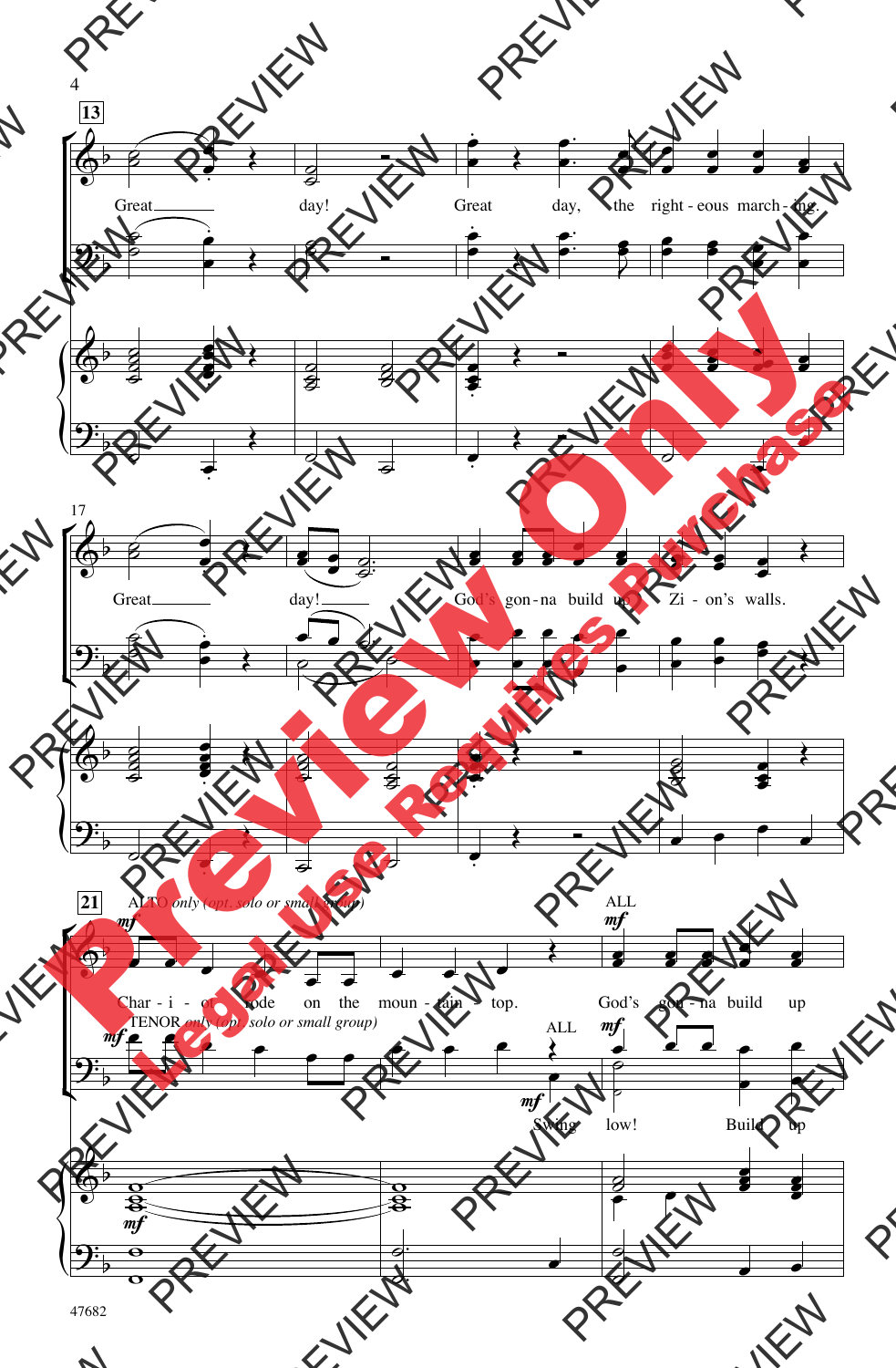13

Great day! Great day, the right-eous march-ing.

17

Great day! God's gon-na build up Zi-on's walls.

21

ALTO *only (opt. solo or small group)*

*mf*

Char-i-ot rode on the moun-tain top.

ALL

*mf*

God's gon-na build up

TENOR *only (opt. solo or small group)*

*mf*

ALL

*mf*

Swing low! Build up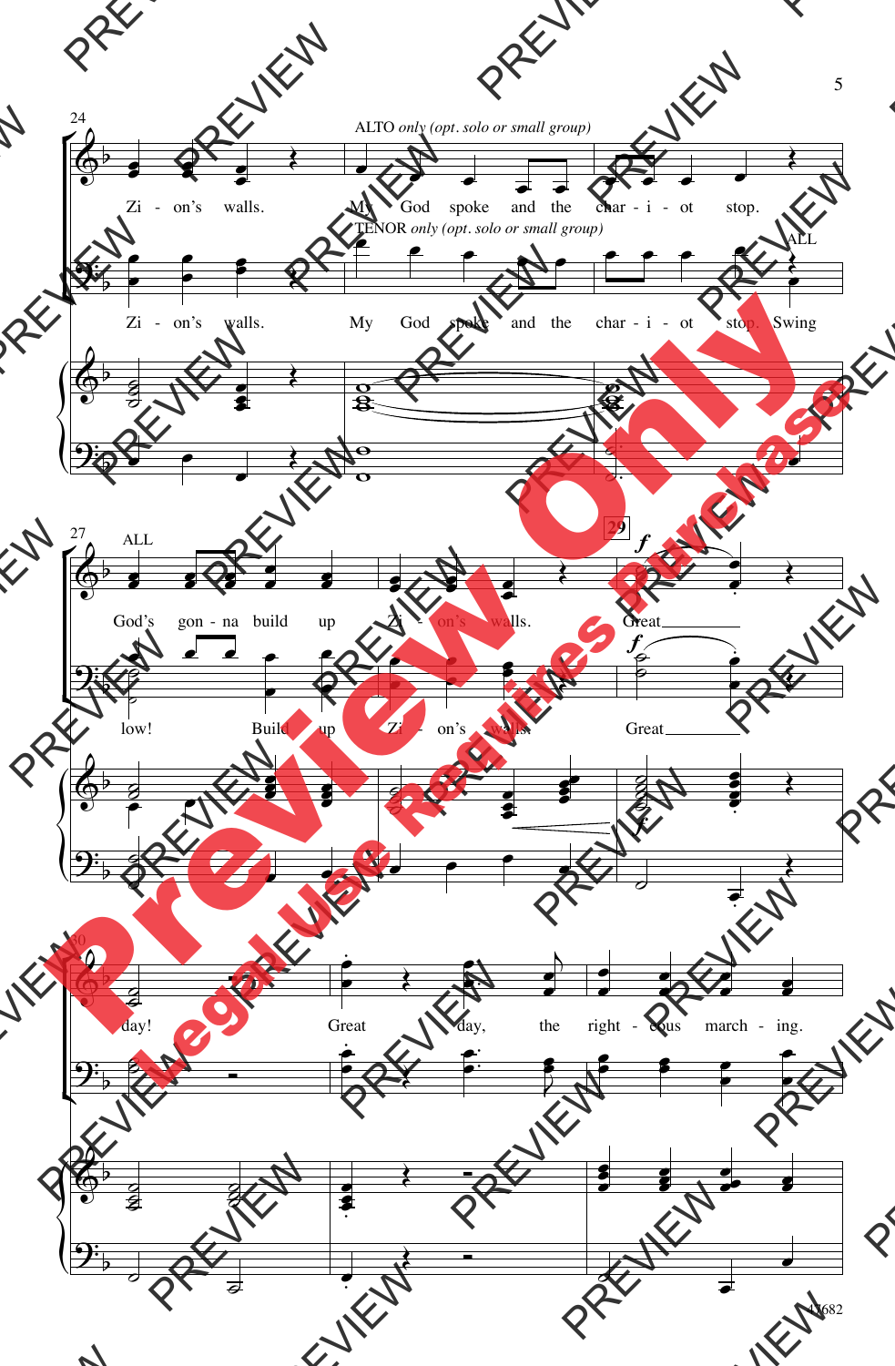ALTO *only (opt. solo or small group)*

Zi - on's walls. My God spoke and the char - i - ot stop.

TENOR *only (opt. solo or small group)*

ALL

Zi - on's walls. My God spoke and the char - i - ot stop. Swing

ALL

God's gon - na build up Zi - on's walls. Great day!

low! Build up Zi - on's walls. Great

Great day, the right - eous march - ing.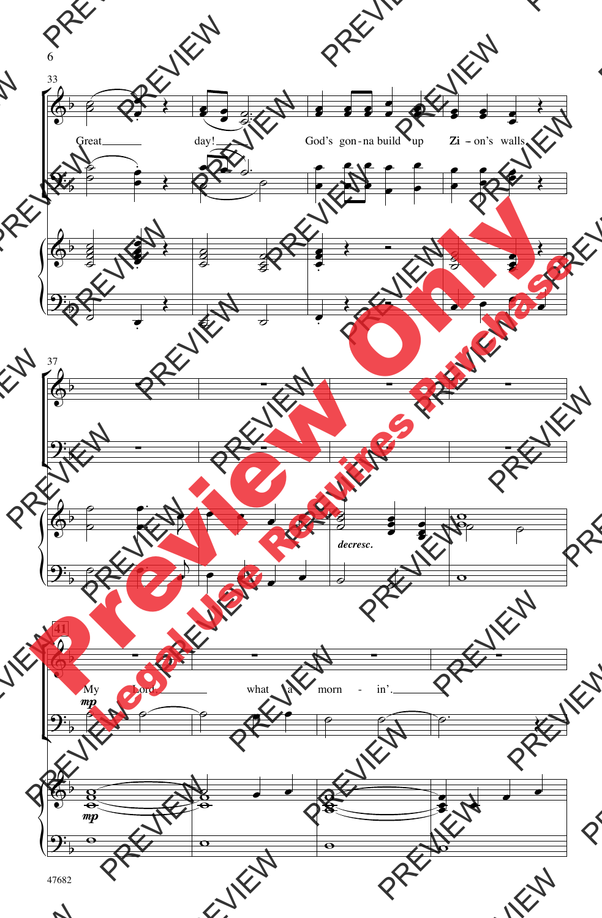33

Great day! God's gon-na build up Zi – on's walls.

37

*decresc.*

41

*mp*

My Lord, what a morn - in'.

*mp*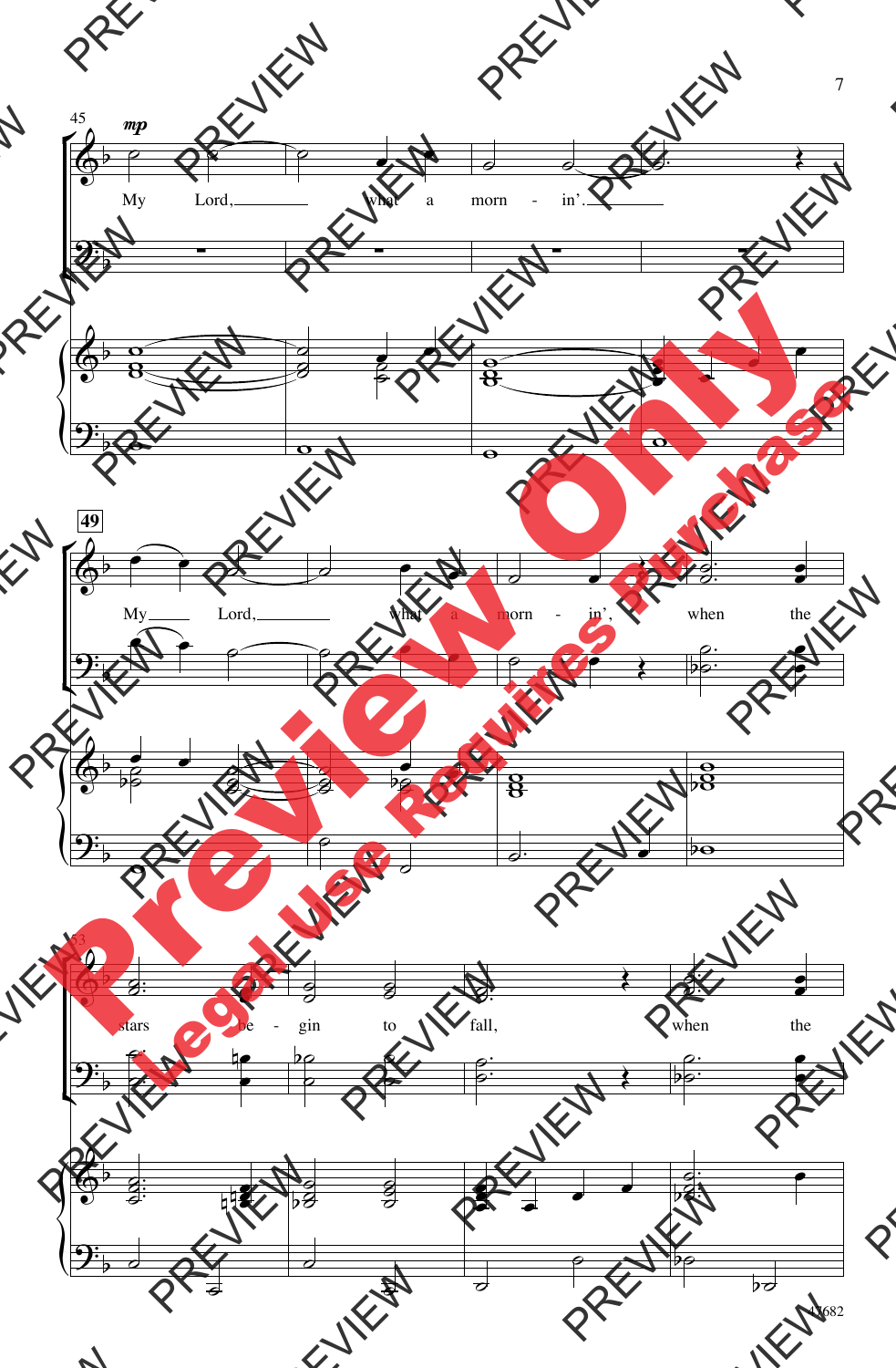45

*mp*

My Lord, what a morn - in'.

49

My Lord, what a morn - in', when the

53

stars be - gin to fall, when the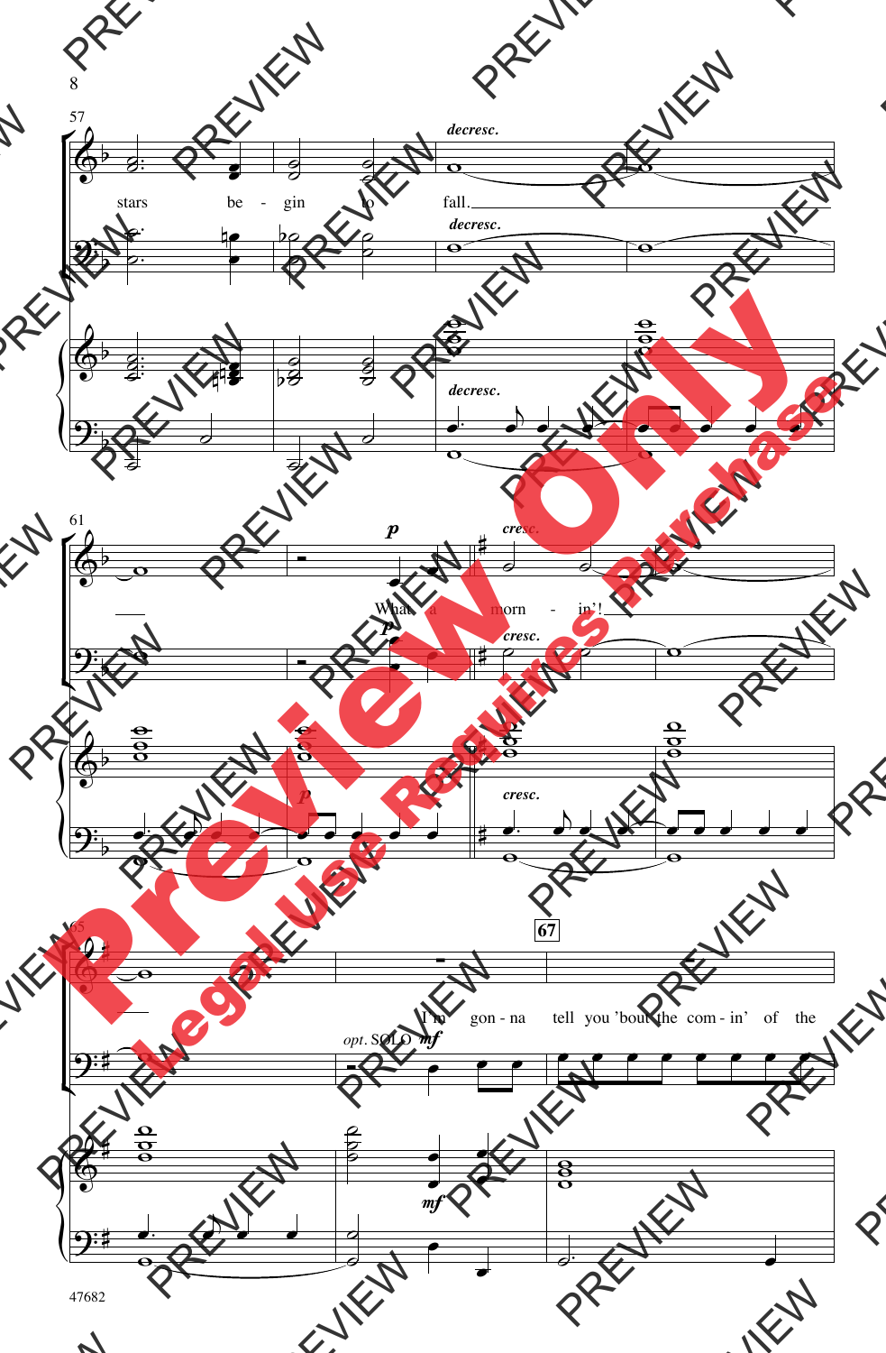57

*decresc.*

stars be - gin to fall.

*decresc.*

*decresc.*

61

*p*

What a morn - in'!

*cresc.*

*p*

*cresc.*

*p*

*cresc.*

65

67

I'm gon - na tell you 'bout the com - in' of the

*opt.* SOLO *mf*

*mf*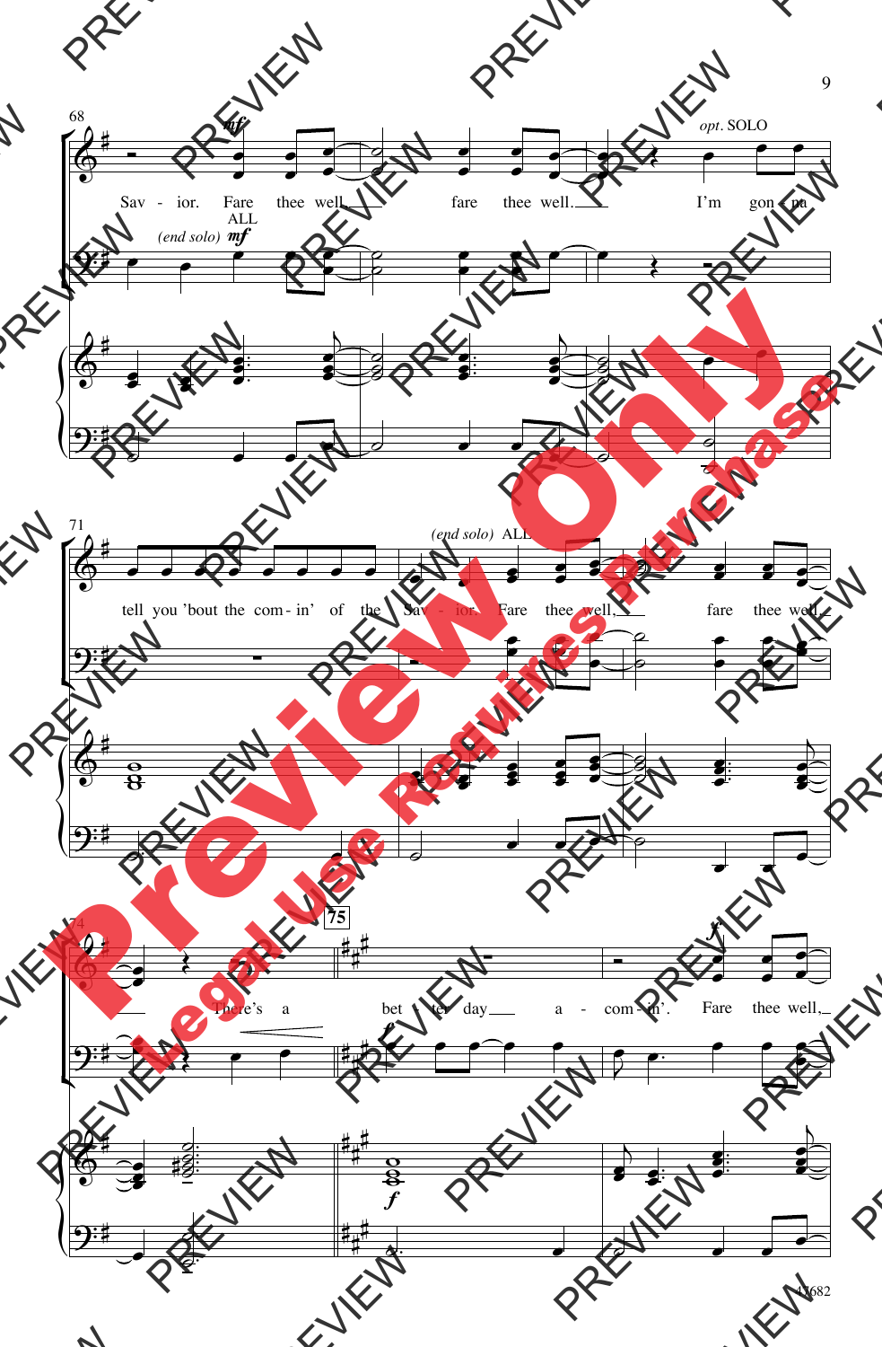68

*mf*

Sav - ior. Fare thee well, fare thee well.

*opt.* SOLO

I'm gon - na

(*end solo*) ALL *mf*

71

tell you 'bout the com - in' of the Sav - ior.

(*end solo*) ALL

Fare thee well, fare thee well,

74

There's a

75

bet - ter day a - com - in'.

*f*

Fare thee well,

47682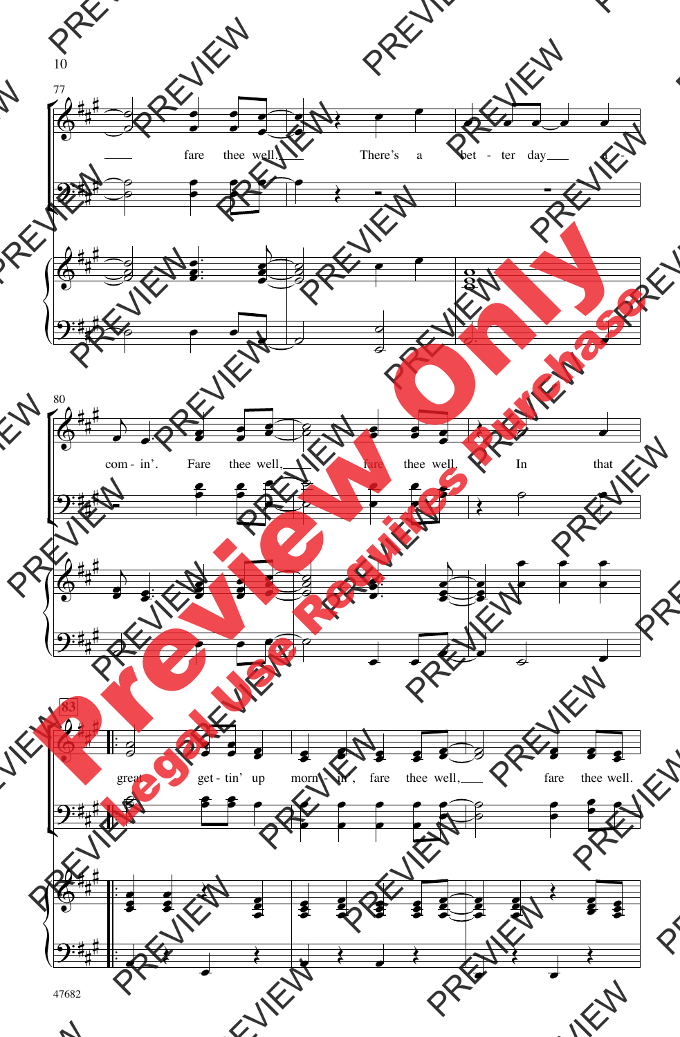77

fare thee well. There's a bet - ter day

80

com - in'. Fare thee well, fare thee well. In that

83

great get - tin' up morn - in', fare thee well, fare thee well.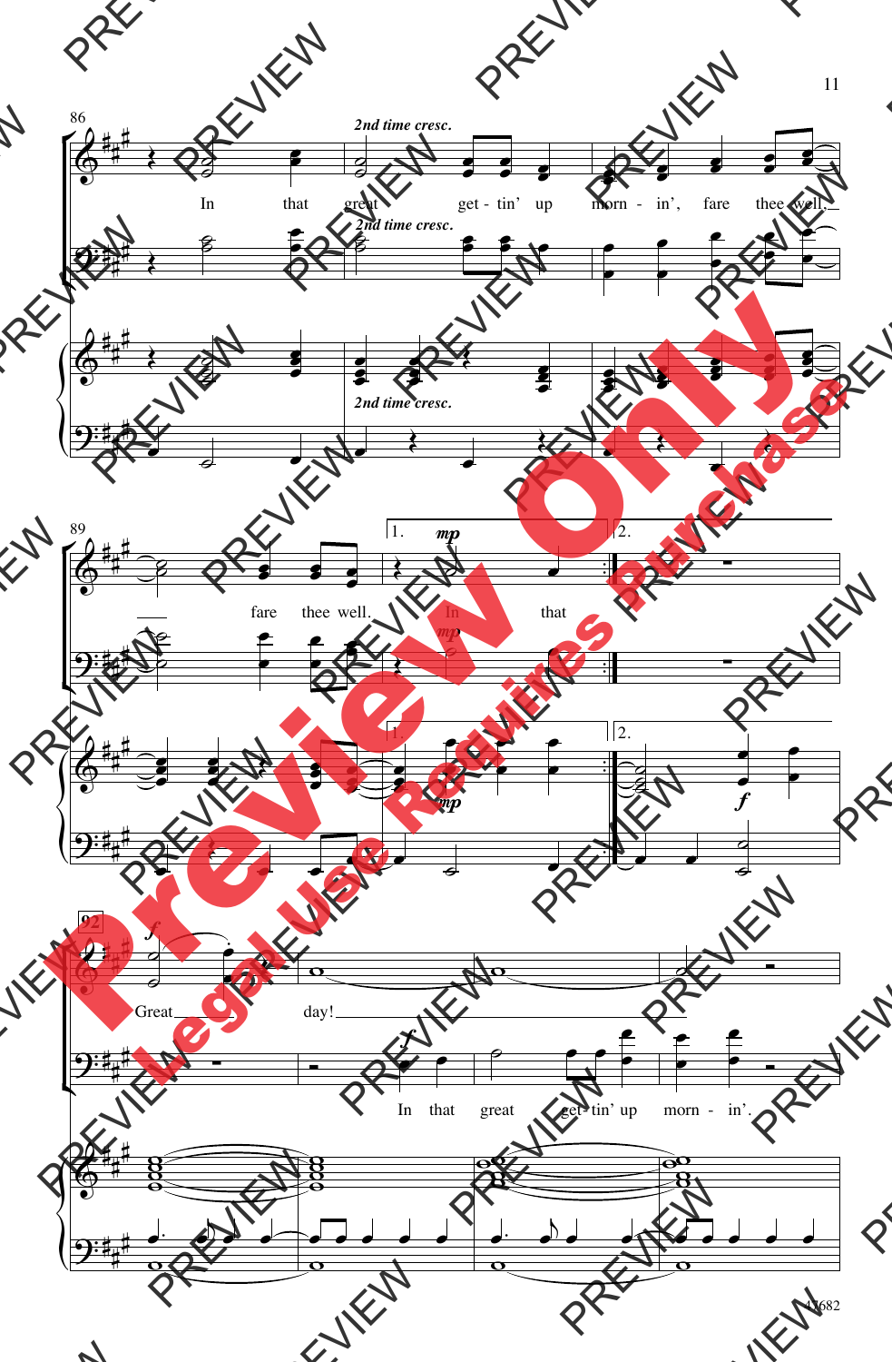86

*2nd time cresc.*

In that great get - tin' up morn - in', fare thee well, fare thee well.

1. *mp* In that

2.

*f*

92

*f* Great day!

*f* In that great get - tin' up morn - in'.